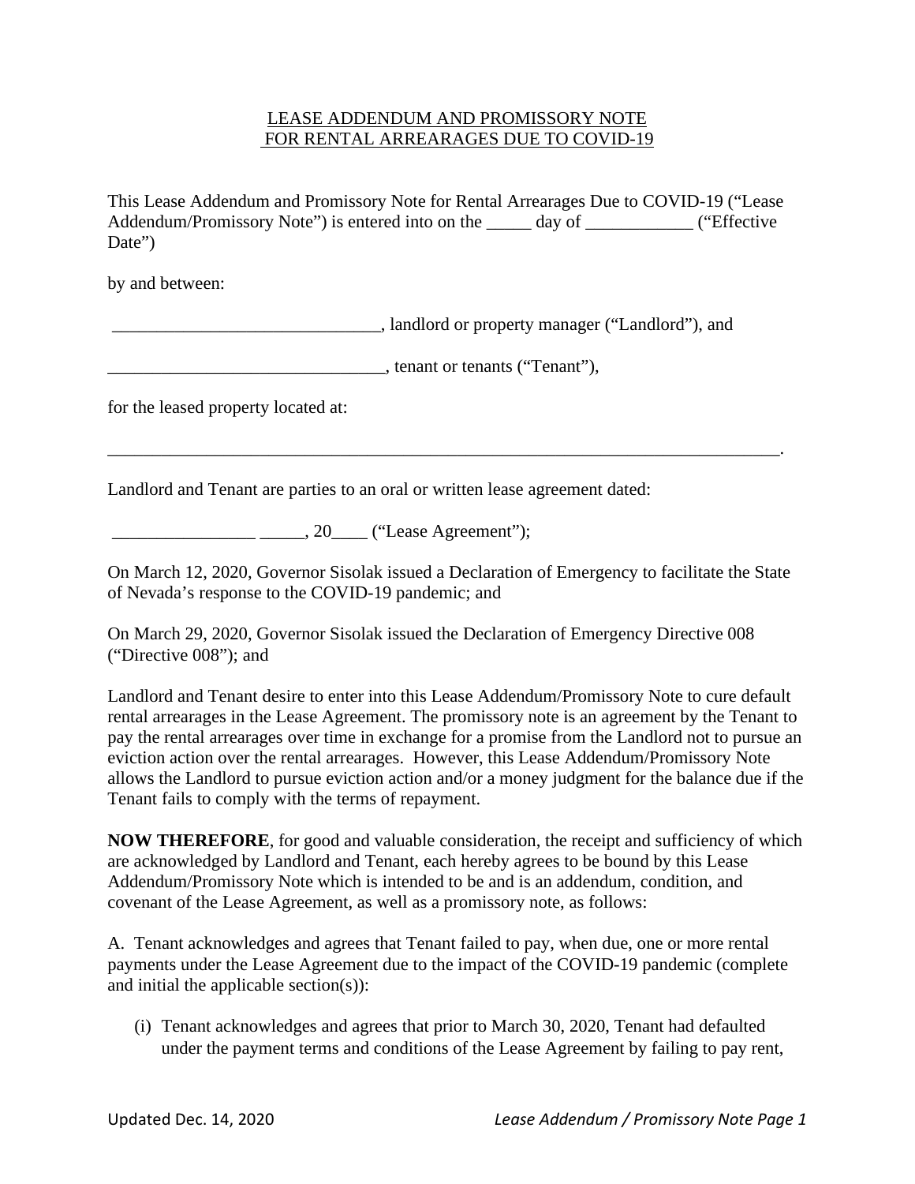LEASE ADDENDUM AND PROMISSORY NOTE
FOR RENTAL ARREARAGES DUE TO COVID-19

This Lease Addendum and Promissory Note for Rental Arrearages Due to COVID-19 ("Lease Addendum/Promissory Note") is entered into on the _____ day of ____________ ("Effective Date")

by and between:

______________________________, landlord or property manager ("Landlord"), and

_______________________________, tenant or tenants ("Tenant"),

for the leased property located at:

_______________________________________________________________________________.

Landlord and Tenant are parties to an oral or written lease agreement dated:

________________ _____, 20____ ("Lease Agreement");

On March 12, 2020, Governor Sisolak issued a Declaration of Emergency to facilitate the State of Nevada's response to the COVID-19 pandemic; and

On March 29, 2020, Governor Sisolak issued the Declaration of Emergency Directive 008 ("Directive 008"); and

Landlord and Tenant desire to enter into this Lease Addendum/Promissory Note to cure default rental arrearages in the Lease Agreement. The promissory note is an agreement by the Tenant to pay the rental arrearages over time in exchange for a promise from the Landlord not to pursue an eviction action over the rental arrearages. However, this Lease Addendum/Promissory Note allows the Landlord to pursue eviction action and/or a money judgment for the balance due if the Tenant fails to comply with the terms of repayment.

**NOW THEREFORE**, for good and valuable consideration, the receipt and sufficiency of which are acknowledged by Landlord and Tenant, each hereby agrees to be bound by this Lease Addendum/Promissory Note which is intended to be and is an addendum, condition, and covenant of the Lease Agreement, as well as a promissory note, as follows:

A. Tenant acknowledges and agrees that Tenant failed to pay, when due, one or more rental payments under the Lease Agreement due to the impact of the COVID-19 pandemic (complete and initial the applicable section(s)):

(i) Tenant acknowledges and agrees that prior to March 30, 2020, Tenant had defaulted under the payment terms and conditions of the Lease Agreement by failing to pay rent,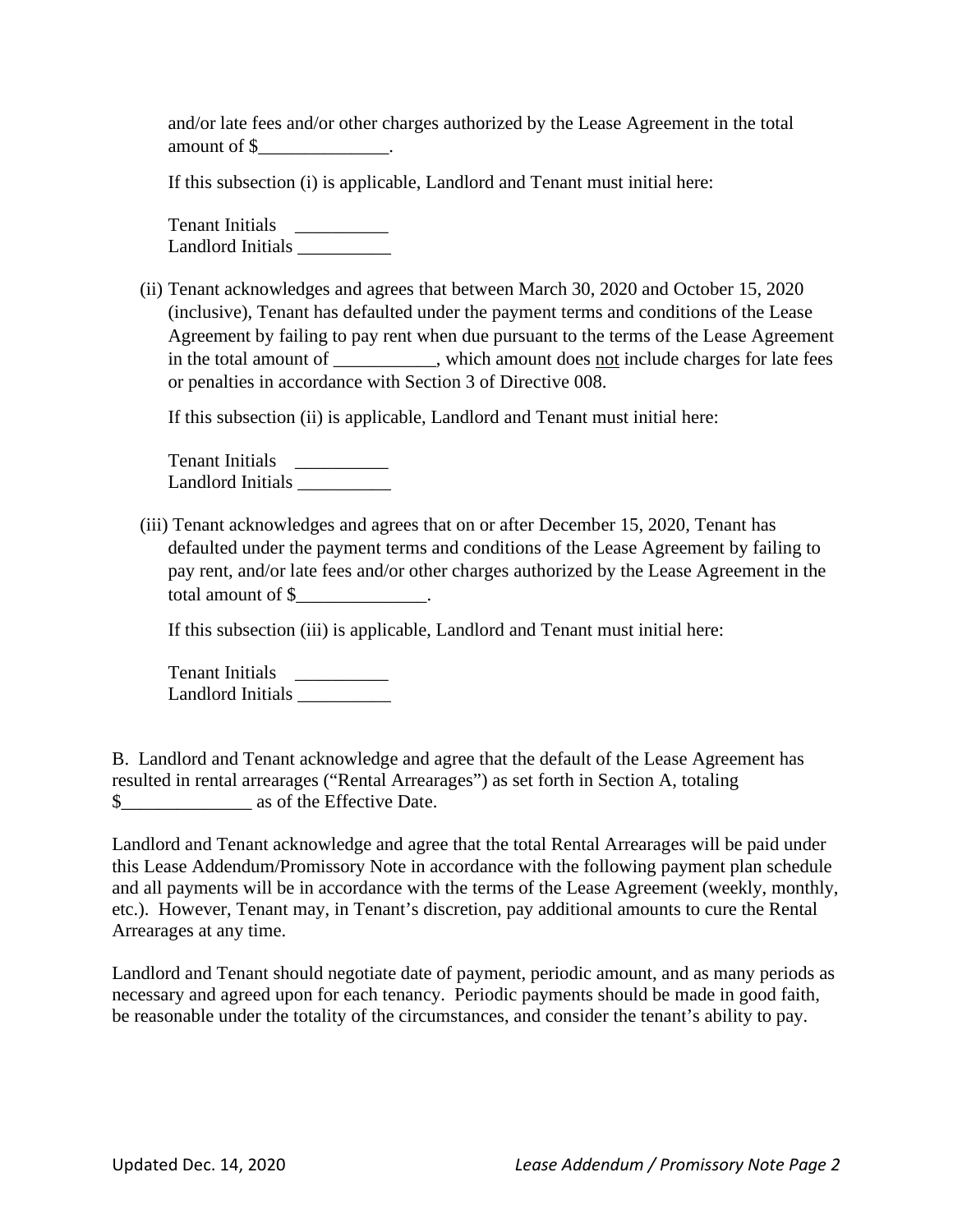and/or late fees and/or other charges authorized by the Lease Agreement in the total amount of $______________.

If this subsection (i) is applicable, Landlord and Tenant must initial here:

Tenant Initials __________
Landlord Initials __________

(ii) Tenant acknowledges and agrees that between March 30, 2020 and October 15, 2020 (inclusive), Tenant has defaulted under the payment terms and conditions of the Lease Agreement by failing to pay rent when due pursuant to the terms of the Lease Agreement in the total amount of ___________, which amount does <u>not</u> include charges for late fees or penalties in accordance with Section 3 of Directive 008.

If this subsection (ii) is applicable, Landlord and Tenant must initial here:

Tenant Initials __________
Landlord Initials __________

(iii) Tenant acknowledges and agrees that on or after December 15, 2020, Tenant has defaulted under the payment terms and conditions of the Lease Agreement by failing to pay rent, and/or late fees and/or other charges authorized by the Lease Agreement in the total amount of $______________.

If this subsection (iii) is applicable, Landlord and Tenant must initial here:

Tenant Initials __________
Landlord Initials __________

B. Landlord and Tenant acknowledge and agree that the default of the Lease Agreement has resulted in rental arrearages ("Rental Arrearages") as set forth in Section A, totaling $______________ as of the Effective Date.

Landlord and Tenant acknowledge and agree that the total Rental Arrearages will be paid under this Lease Addendum/Promissory Note in accordance with the following payment plan schedule and all payments will be in accordance with the terms of the Lease Agreement (weekly, monthly, etc.). However, Tenant may, in Tenant's discretion, pay additional amounts to cure the Rental Arrearages at any time.

Landlord and Tenant should negotiate date of payment, periodic amount, and as many periods as necessary and agreed upon for each tenancy. Periodic payments should be made in good faith, be reasonable under the totality of the circumstances, and consider the tenant's ability to pay.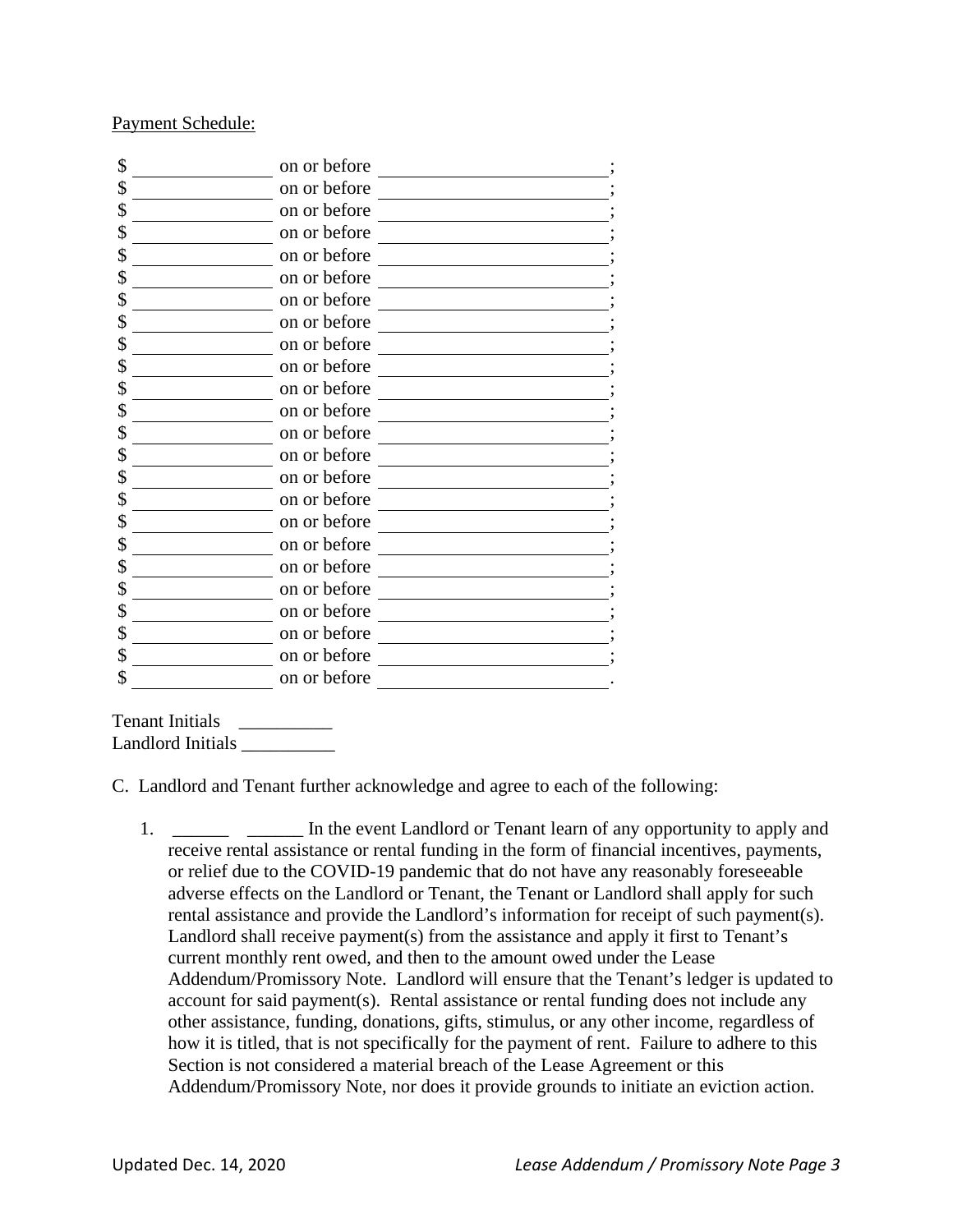<u>Payment Schedule:</u>

$ ______________ on or before ______________________;
$ ______________ on or before ______________________;
$ ______________ on or before ______________________;
$ ______________ on or before ______________________;
$ ______________ on or before ______________________;
$ ______________ on or before ______________________;
$ ______________ on or before ______________________;
$ ______________ on or before ______________________;
$ ______________ on or before ______________________;
$ ______________ on or before ______________________;
$ ______________ on or before ______________________;
$ ______________ on or before ______________________;
$ ______________ on or before ______________________;
$ ______________ on or before ______________________;
$ ______________ on or before ______________________;
$ ______________ on or before ______________________;
$ ______________ on or before ______________________;
$ ______________ on or before ______________________;
$ ______________ on or before ______________________;
$ ______________ on or before ______________________;
$ ______________ on or before ______________________;
$ ______________ on or before ______________________;
$ ______________ on or before ______________________;
$ ______________ on or before ______________________.

Tenant Initials __________
Landlord Initials __________

C. Landlord and Tenant further acknowledge and agree to each of the following:

1. ______ ______ In the event Landlord or Tenant learn of any opportunity to apply and receive rental assistance or rental funding in the form of financial incentives, payments, or relief due to the COVID-19 pandemic that do not have any reasonably foreseeable adverse effects on the Landlord or Tenant, the Tenant or Landlord shall apply for such rental assistance and provide the Landlord's information for receipt of such payment(s). Landlord shall receive payment(s) from the assistance and apply it first to Tenant's current monthly rent owed, and then to the amount owed under the Lease Addendum/Promissory Note. Landlord will ensure that the Tenant's ledger is updated to account for said payment(s). Rental assistance or rental funding does not include any other assistance, funding, donations, gifts, stimulus, or any other income, regardless of how it is titled, that is not specifically for the payment of rent. Failure to adhere to this Section is not considered a material breach of the Lease Agreement or this Addendum/Promissory Note, nor does it provide grounds to initiate an eviction action.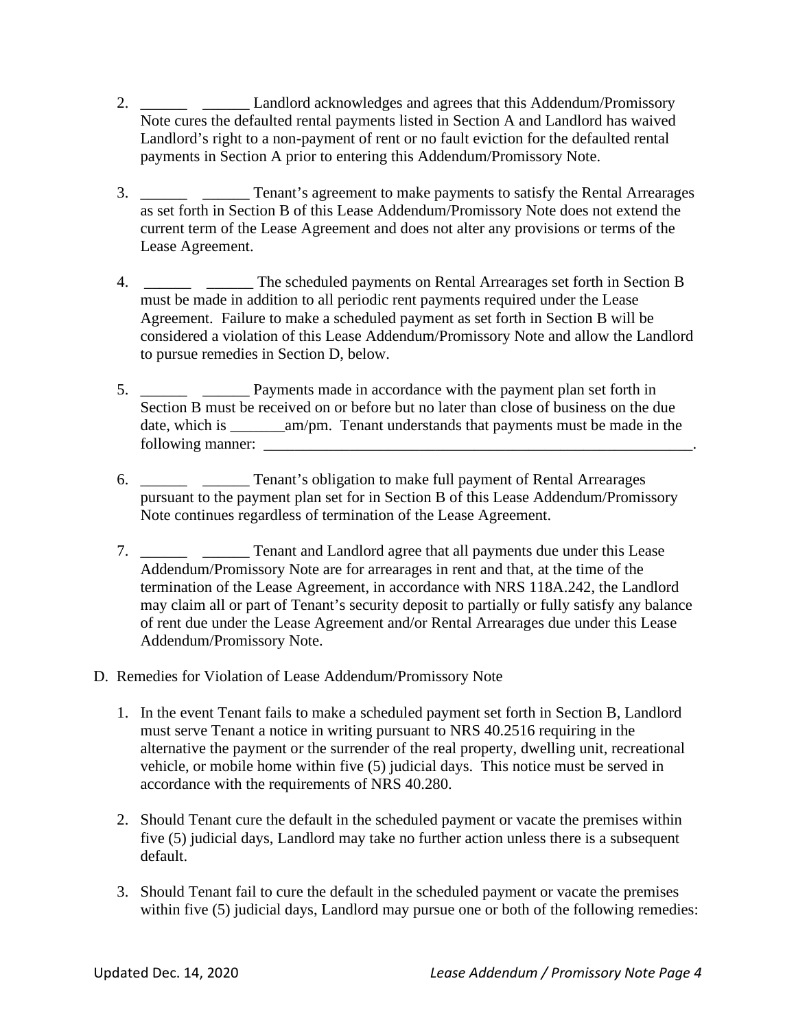2. ______ ______ Landlord acknowledges and agrees that this Addendum/Promissory Note cures the defaulted rental payments listed in Section A and Landlord has waived Landlord's right to a non-payment of rent or no fault eviction for the defaulted rental payments in Section A prior to entering this Addendum/Promissory Note.

3. ______ ______ Tenant's agreement to make payments to satisfy the Rental Arrearages as set forth in Section B of this Lease Addendum/Promissory Note does not extend the current term of the Lease Agreement and does not alter any provisions or terms of the Lease Agreement.

4. ______ ______ The scheduled payments on Rental Arrearages set forth in Section B must be made in addition to all periodic rent payments required under the Lease Agreement. Failure to make a scheduled payment as set forth in Section B will be considered a violation of this Lease Addendum/Promissory Note and allow the Landlord to pursue remedies in Section D, below.

5. ______ ______ Payments made in accordance with the payment plan set forth in Section B must be received on or before but no later than close of business on the due date, which is _______am/pm. Tenant understands that payments must be made in the following manner: _________________________________________________________.

6. ______ ______ Tenant's obligation to make full payment of Rental Arrearages pursuant to the payment plan set for in Section B of this Lease Addendum/Promissory Note continues regardless of termination of the Lease Agreement.

7. ______ ______ Tenant and Landlord agree that all payments due under this Lease Addendum/Promissory Note are for arrearages in rent and that, at the time of the termination of the Lease Agreement, in accordance with NRS 118A.242, the Landlord may claim all or part of Tenant's security deposit to partially or fully satisfy any balance of rent due under the Lease Agreement and/or Rental Arrearages due under this Lease Addendum/Promissory Note.

D. Remedies for Violation of Lease Addendum/Promissory Note

1. In the event Tenant fails to make a scheduled payment set forth in Section B, Landlord must serve Tenant a notice in writing pursuant to NRS 40.2516 requiring in the alternative the payment or the surrender of the real property, dwelling unit, recreational vehicle, or mobile home within five (5) judicial days. This notice must be served in accordance with the requirements of NRS 40.280.

2. Should Tenant cure the default in the scheduled payment or vacate the premises within five (5) judicial days, Landlord may take no further action unless there is a subsequent default.

3. Should Tenant fail to cure the default in the scheduled payment or vacate the premises within five (5) judicial days, Landlord may pursue one or both of the following remedies: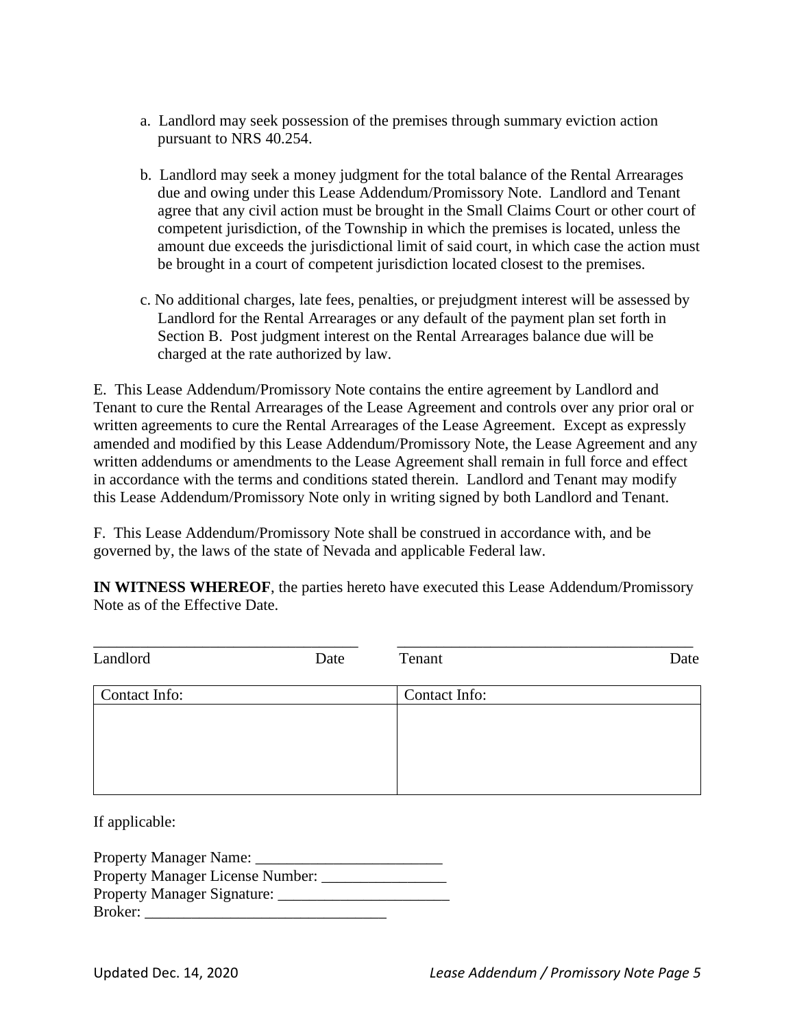a. Landlord may seek possession of the premises through summary eviction action pursuant to NRS 40.254.

b. Landlord may seek a money judgment for the total balance of the Rental Arrearages due and owing under this Lease Addendum/Promissory Note. Landlord and Tenant agree that any civil action must be brought in the Small Claims Court or other court of competent jurisdiction, of the Township in which the premises is located, unless the amount due exceeds the jurisdictional limit of said court, in which case the action must be brought in a court of competent jurisdiction located closest to the premises.

c. No additional charges, late fees, penalties, or prejudgment interest will be assessed by Landlord for the Rental Arrearages or any default of the payment plan set forth in Section B. Post judgment interest on the Rental Arrearages balance due will be charged at the rate authorized by law.

E. This Lease Addendum/Promissory Note contains the entire agreement by Landlord and Tenant to cure the Rental Arrearages of the Lease Agreement and controls over any prior oral or written agreements to cure the Rental Arrearages of the Lease Agreement. Except as expressly amended and modified by this Lease Addendum/Promissory Note, the Lease Agreement and any written addendums or amendments to the Lease Agreement shall remain in full force and effect in accordance with the terms and conditions stated therein. Landlord and Tenant may modify this Lease Addendum/Promissory Note only in writing signed by both Landlord and Tenant.

F. This Lease Addendum/Promissory Note shall be construed in accordance with, and be governed by, the laws of the state of Nevada and applicable Federal law.

**IN WITNESS WHEREOF**, the parties hereto have executed this Lease Addendum/Promissory Note as of the Effective Date.

___________________________________ ___________________________________

Landlord Date Tenant Date

| Contact Info: | Contact Info: |
|---|---|
| | |

If applicable:

Property Manager Name: ________________________

Property Manager License Number: ________________

Property Manager Signature: ______________________

Broker: _______________________________